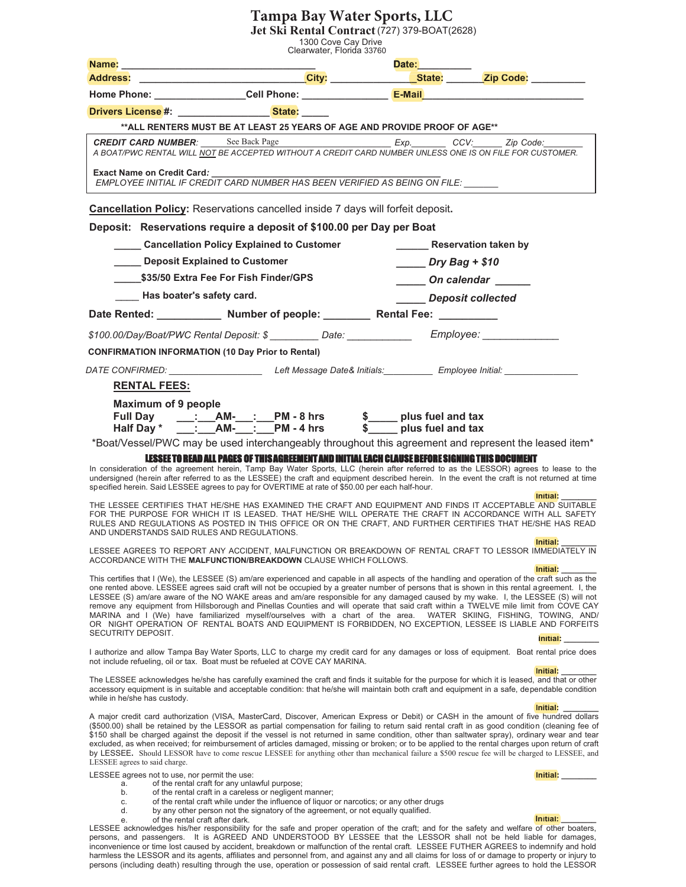# Tampa Bay Water Sports, LLC

**Jet Ski Rental Contract** (727) 379-BOAT(2628)

1300 Cove Cay Drive
Clearwater, Florida 33760

**Name:** ________________________________ **Date:** __________

**Address:** ______________________________ **City:** ______________ **State:** ______ **Zip Code:** __________

**Home Phone:** ________________ **Cell Phone:** _______________ **E-Mail** ______________________________

**Drivers License #:** ________________ **State:** _____

**\*\*ALL RENTERS MUST BE AT LEAST 25 YEARS OF AGE AND PROVIDE PROOF OF AGE\*\***

***CREDIT CARD NUMBER***: See Back Page _______________________ *Exp.*_______ *CCV:*______ *Zip Code:*________

*A BOAT/PWC RENTAL WILL NOT BE ACCEPTED WITHOUT A CREDIT CARD NUMBER UNLESS ONE IS ON FILE FOR CUSTOMER.*

**Exact Name on Credit Card:** ____________________________________________

*EMPLOYEE INITIAL IF CREDIT CARD NUMBER HAS BEEN VERIFIED AS BEING ON FILE:* _______

**Cancellation Policy**: Reservations cancelled inside 7 days will forfeit deposit.

**Deposit: Reservations require a deposit of $100.00 per Day per Boat**

_____ **Cancellation Policy Explained to Customer** ______ **Reservation taken by**

_____ **Deposit Explained to Customer** _____ ***Dry Bag + $10***

_____**$35/50 Extra Fee For Fish Finder/GPS** _____ ***On calendar*** ______

____ **Has boater's safety card.** _____ ***Deposit collected***

**Date Rented:** ___________ **Number of people:** ________ **Rental Fee:** __________

*$100.00/Day/Boat/PWC Rental Deposit: $* _________ *Date:* ____________ *Employee:* _____________

**CONFIRMATION INFORMATION (10 Day Prior to Rental)**

*DATE CONFIRMED:* __________________ *Left Message Date& Initials:*__________ *Employee Initial:* _______________

**RENTAL FEES:**

**Maximum of 9 people**

**Full Day** ___:___AM-___:___PM - 8 hrs $_____ plus fuel and tax

**Half Day \*** ___:___AM-___:___PM - 4 hrs $_____ plus fuel and tax

\*Boat/Vessel/PWC may be used interchangeably throughout this agreement and represent the leased item\*

**LESSEE TO READ ALL PAGES OF THIS AGREEMENT AND INITIAL EACH CLAUSE BEFORE SIGNING THIS DOCUMENT**

In consideration of the agreement herein, Tampa Bay Water Sports, LLC (herein after referred to as the LESSOR) agrees to lease to the undersigned (herein after referred to as the LESSEE) the craft and equipment described herein. In the event the craft is not returned at time specified herein. Said LESSEE agrees to pay for OVERTIME at rate of $50.00 per each half-hour.

**Initial:** _______

THE LESSEE CERTIFIES THAT HE/SHE HAS EXAMINED THE CRAFT AND EQUIPMENT AND FINDS IT ACCEPTABLE AND SUITABLE FOR THE PURPOSE FOR WHICH IT IS LEASED. THAT HE/SHE WILL OPERATE THE CRAFT IN ACCORDANCE WITH ALL SAFETY RULES AND REGULATIONS AS POSTED IN THIS OFFICE OR ON THE CRAFT, AND FURTHER CERTIFIES THAT HE/SHE HAS READ AND UNDERSTANDS SAID RULES AND REGULATIONS.

**Initial:** _______

LESSEE AGREES TO REPORT ANY ACCIDENT, MALFUNCTION OR BREAKDOWN OF RENTAL CRAFT TO LESSOR IMMEDIATELY IN ACCORDANCE WITH THE **MALFUNCTION/BREAKDOWN** CLAUSE WHICH FOLLOWS.

**Initial:** _______

This certifies that I (We), the LESSEE (S) am/are experienced and capable in all aspects of the handling and operation of the craft such as the one rented above. LESSEE agrees said craft will not be occupied by a greater number of persons that is shown in this rental agreement. I, the LESSEE (S) am/are aware of the NO WAKE areas and am/are responsible for any damaged caused by my wake. I, the LESSEE (S) will not remove any equipment from Hillsborough and Pinellas Counties and will operate that said craft within a TWELVE mile limit from COVE CAY MARINA and I (We) have familiarized myself/ourselves with a chart of the area. WATER SKIING, FISHING, TOWING, AND/ OR NIGHT OPERATION OF RENTAL BOATS AND EQUIPMENT IS FORBIDDEN, NO EXCEPTION, LESSEE IS LIABLE AND FORFEITS SECTURITY DEPOSIT.

**Initial:** _______

I authorize and allow Tampa Bay Water Sports, LLC to charge my credit card for any damages or loss of equipment. Boat rental price does not include refueling, oil or tax. Boat must be refueled at COVE CAY MARINA.

**Initial:** _______

The LESSEE acknowledges he/she has carefully examined the craft and finds it suitable for the purpose for which it is leased, and that or other accessory equipment is in suitable and acceptable condition: that he/she will maintain both craft and equipment in a safe, dependable condition while in he/she has custody.

**Initial:** _______

A major credit card authorization (VISA, MasterCard, Discover, American Express or Debit) or CASH in the amount of five hundred dollars ($500.00) shall be retained by the LESSOR as partial compensation for failing to return said rental craft in as good condition (cleaning fee of $150 shall be charged against the deposit if the vessel is not returned in same condition, other than saltwater spray), ordinary wear and tear excluded, as when received; for reimbursement of articles damaged, missing or broken; or to be applied to the rental charges upon return of craft by LESSEE. Should LESSOR have to come rescue LESSEE for anything other than mechanical failure a $500 rescue fee will be charged to LESSEE, and LESSEE agrees to said charge.

**Initial:** _______

LESSEE agrees not to use, nor permit the use:

a. of the rental craft for any unlawful purpose;
b. of the rental craft in a careless or negligent manner;
c. of the rental craft while under the influence of liquor or narcotics; or any other drugs
d. by any other person not the signatory of the agreement, or not equally qualified.
e. of the rental craft after dark.

**Initial:** _______

LESSEE acknowledges his/her responsibility for the safe and proper operation of the craft; and for the safety and welfare of other boaters, persons, and passengers. It is AGREED AND UNDERSTOOD BY LESSEE that the LESSOR shall not be held liable for damages, inconvenience or time lost caused by accident, breakdown or malfunction of the rental craft. LESSEE FUTHER AGREES to indemnify and hold harmless the LESSOR and its agents, affiliates and personnel from, and against any and all claims for loss of or damage to property or injury to persons (including death) resulting through the use, operation or possession of said rental craft. LESSEE further agrees to hold the LESSOR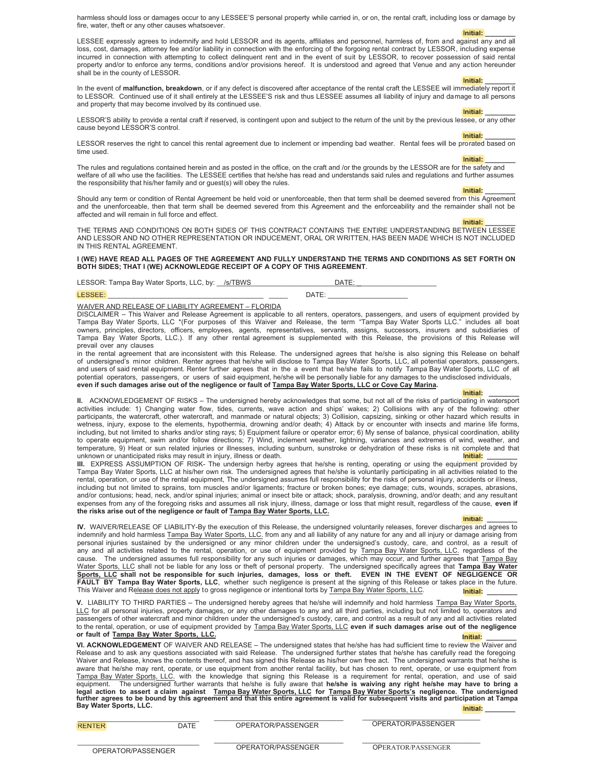harmless should loss or damages occur to any LESSEE'S personal property while carried in, or on, the rental craft, including loss or damage by fire, water, theft or any other causes whatsoever.

**Initial:** ________

LESSEE expressly agrees to indemnify and hold LESSOR and its agents, affiliates and personnel, harmless of, from and against any and all loss, cost, damages, attorney fee and/or liability in connection with the enforcing of the forgoing rental contract by LESSOR, including expense incurred in connection with attempting to collect delinquent rent and in the event of suit by LESSOR, to recover possession of said rental property and/or to enforce any terms, conditions and/or provisions hereof. It is understood and agreed that Venue and any action hereunder shall be in the county of LESSOR.

**Initial:** ________

In the event of **malfunction, breakdown**, or if any defect is discovered after acceptance of the rental craft the LESSEE will immediately report it to LESSOR. Continued use of it shall entirely at the LESSEE'S risk and thus LESSEE assumes all liability of injury and damage to all persons and property that may become involved by its continued use.

**Initial:** ________

LESSOR'S ability to provide a rental craft if reserved, is contingent upon and subject to the return of the unit by the previous lessee, or any other cause beyond LESSOR'S control.

**Initial:** ________

LESSOR reserves the right to cancel this rental agreement due to inclement or impending bad weather. Rental fees will be prorated based on time used.

**Initial:** ________

The rules and regulations contained herein and as posted in the office, on the craft and /or the grounds by the LESSOR are for the safety and welfare of all who use the facilities. The LESSEE certifies that he/she has read and understands said rules and regulations and further assumes the responsibility that his/her family and or guest(s) will obey the rules.

**Initial:** ________

Should any term or condition of Rental Agreement be held void or unenforceable, then that term shall be deemed severed from this Agreement and the unenforceable, then that term shall be deemed severed from this Agreement and the enforceability and the remainder shall not be affected and will remain in full force and effect.

**Initial:** ________

THE TERMS AND CONDITIONS ON BOTH SIDES OF THIS CONTRACT CONTAINS THE ENTIRE UNDERSTANDING BETWEEN LESSEE AND LESSOR AND NO OTHER REPRESENTATION OR INDUCEMENT, ORAL OR WRITTEN, HAS BEEN MADE WHICH IS NOT INCLUDED IN THIS RENTAL AGREEMENT.

**I (WE) HAVE READ ALL PAGES OF THE AGREEMENT AND FULLY UNDERSTAND THE TERMS AND CONDITIONS AS SET FORTH ON BOTH SIDES; THAT I (WE) ACKNOWLEDGE RECEIPT OF A COPY OF THIS AGREEMENT**.

LESSOR: Tampa Bay Water Sports, LLC, by: __/s/TBWS____________________ DATE: ____________________

LESSEE: ________________________________________ _____ DATE: ____________________

WAIVER AND RELEASE OF LIABILITY AGREEMENT – FLORIDA

DISCLAIMER – This Waiver and Release Agreement is applicable to all renters, operators, passengers, and users of equipment provided by Tampa Bay Water Sports, LLC *(For purposes of this Waiver and Release, the term "Tampa Bay Water Sports LLC." includes all boat owners, principles, directors, officers, employees, agents, representatives, servants, assigns, successors, insurers and subsidiaries of Tampa Bay Water Sports, LLC.). If any other rental agreement is supplemented with this Release, the provisions of this Release will prevail over any clauses in the rental agreement that are inconsistent with this Release. The undersigned agrees that he/she is also signing this Release on behalf of undersigned's minor children. Renter agrees that he/she will disclose to Tampa Bay Water Sports, LLC, all potential operators, passengers, and users of said rental equipment. Renter further agrees that in the a event that he/she fails to notify Tampa Bay Water Sports, LLC of all potential operators, passengers, or users of said equipment, he/she will be personally liable for any damages to the undisclosed individuals, **even if such damages arise out of the negligence or fault of Tampa Bay Water Sports, LLC or Cove Cay Marina.**

**Initial:** ________

**II.** ACKNOWLEDGEMENT OF RISKS – The undersigned hereby acknowledges that some, but not all of the risks of participating in watersport activities include: 1) Changing water flow, tides, currents, wave action and ships' wakes; 2) Collisions with any of the following: other participants, the watercraft, other watercraft, and manmade or natural objects; 3) Collision, capsizing, sinking or other hazard which results in wetness, injury, expose to the elements, hypothermia, drowning and/or death; 4) Attack by or encounter with insects and marine life forms, including, but not limited to sharks and/or sting rays; 5) Equipment failure or operator error; 6) My sense of balance, physical coordination, ability to operate equipment, swim and/or follow directions; 7) Wind, inclement weather, lightning, variances and extremes of wind, weather, and temperature, 9) Heat or sun related injuries or illnesses, including sunburn, sunstroke or dehydration of these risks is nit complete and that unknown or unanticipated risks may result in injury, illness or death.

**Initial:** ________

**III.** EXPRESS ASSUMPTION OF RISK- The undersign herby agrees that he/she is renting, operating or using the equipment provided by Tampa Bay Water Sports, LLC at his/her own risk. The undersigned agrees that he/she is voluntarily participating in all activities related to the rental, operation, or use of the rental equipment, The undersigned assumes full responsibility for the risks of personal injury, accidents or illness, including but not limited to sprains, torn muscles and/or ligaments; fracture or broken bones; eye damage; cuts, wounds, scrapes, abrasions, and/or contusions; head, neck, and/or spinal injuries; animal or insect bite or attack; shock, paralysis, drowning, and/or death; and any resultant expenses from any of the foregoing risks and assumes all risk injury, illness, damage or loss that might result, regardless of the cause, **even if the risks arise out of the negligence or fault of Tampa Bay Water Sports, LLC.**

**Initial:** ________

**IV.** WAIVER/RELEASE OF LIABILITY-By the execution of this Release, the undersigned voluntarily releases, forever discharges and agrees to indemnify and hold harmless Tampa Bay Water Sports, LLC. from any and all liability of any nature for any and all injury or damage arising from personal injuries sustained by the undersigned or any minor children under the undersigned's custody, care, and control, as a result of any and all activities related to the rental, operation, or use of equipment provided by Tampa Bay Water Sports, LLC. regardless of the cause. The undersigned assumes full responsibility for any such injuries or damages, which may occur, and further agrees that Tampa Bay Water Sports, LLC shall not be liable for any loss or theft of personal property. The undersigned specifically agrees that **Tampa Bay Water Sports, LLC shall not be responsible for such injuries, damages, loss or theft. EVEN IN THE EVENT OF NEGLIGENCE OR FAULT BY Tampa Bay Water Sports, LLC**, whether such negligence is present at the signing of this Release or takes place in the future. This Waiver and Release does not apply to gross negligence or intentional torts by Tampa Bay Water Sports, LLC.

**Initial:** ________

**V.** LIABILITY TO THIRD PARTIES – The undersigned hereby agrees that he/she will indemnify and hold harmless Tampa Bay Water Sports, LLC for all personal injuries, property damages, or any other damages to any and all third parties, including but not limited to, operators and passengers of other watercraft and minor children under the undersigned's custody, care, and control as a result of any and all activities related to the rental, operation, or use of equipment provided by Tampa Bay Water Sports, LLC **even if such damages arise out of the negligence or fault of Tampa Bay Water Sports, LLC.**

**Initial:** ________

**VI. ACKNOWLEDGEMENT** OF WAIVER AND RELEASE – The undersigned states that he/she has had sufficient time to review the Waiver and Release and to ask any questions associated with said Release. The undersigned further states that he/she has carefully read the foregoing Waiver and Release, knows the contents thereof, and has signed this Release as his/her own free act. The undersigned warrants that he/she is aware that he/she may rent, operate, or use equipment from another rental facility, but has chosen to rent, operate, or use equipment from Tampa Bay Water Sports, LLC. with the knowledge that signing this Release is a requirement for rental, operation, and use of said equipment. The undersigned further warrants that he/she is fully aware that **he/she is waiving any right he/she may have to bring a legal action to assert a claim against Tampa Bay Water Sports, LLC for Tampa Bay Water Sports's negligence. The undersigned further agrees to be bound by this agreement and that this entire agreement is valid for subsequent visits and participation at Tampa Bay Water Sports, LLC.**

**Initial:** ________

| ______________________________ | ______________________________ | ______________________________ |
|---|---|---|
| RENTER DATE | OPERATOR/PASSENGER | OPERATOR/PASSENGER |
| ______________________________ | ______________________________ | ______________________________ |
| OPERATOR/PASSENGER | OPERATOR/PASSENGER | OPERATOR/PASSENGER |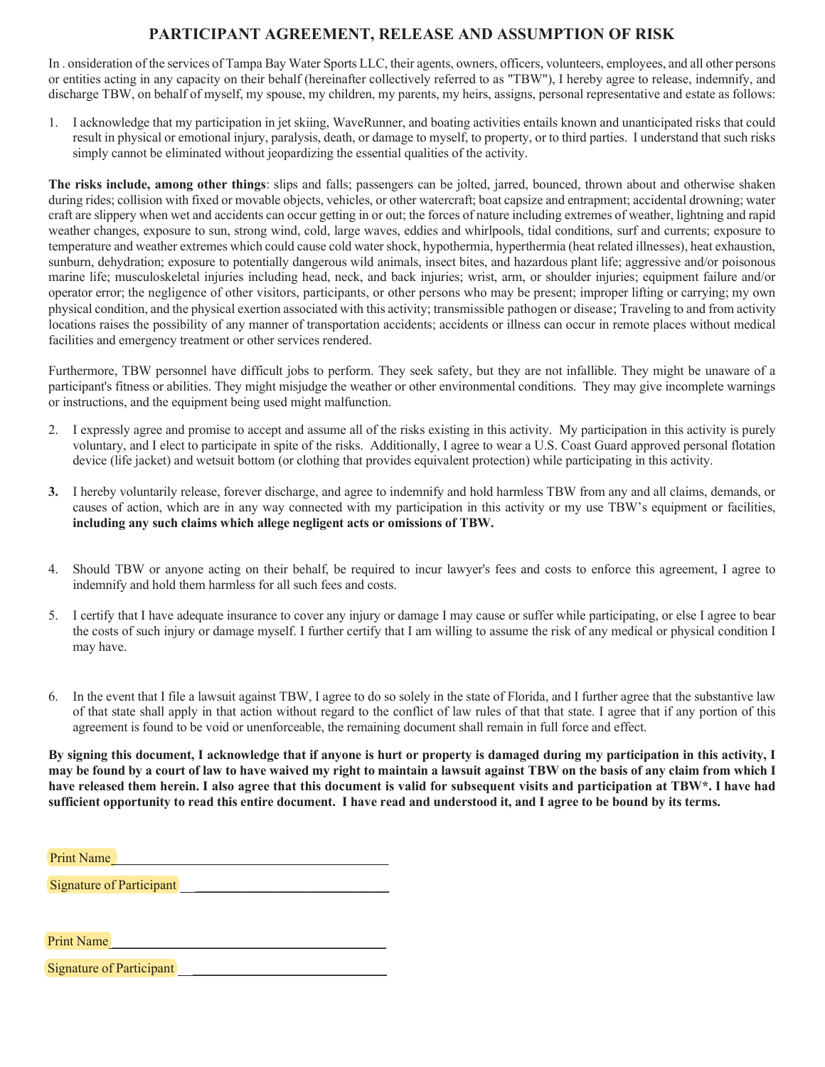# PARTICIPANT AGREEMENT, RELEASE AND ASSUMPTION OF RISK

In . onsideration of the services of Tampa Bay Water Sports LLC, their agents, owners, officers, volunteers, employees, and all other persons or entities acting in any capacity on their behalf (hereinafter collectively referred to as "TBW"), I hereby agree to release, indemnify, and discharge TBW, on behalf of myself, my spouse, my children, my parents, my heirs, assigns, personal representative and estate as follows:

1. I acknowledge that my participation in jet skiing, WaveRunner, and boating activities entails known and unanticipated risks that could result in physical or emotional injury, paralysis, death, or damage to myself, to property, or to third parties. I understand that such risks simply cannot be eliminated without jeopardizing the essential qualities of the activity.

**The risks include, among other things**: slips and falls; passengers can be jolted, jarred, bounced, thrown about and otherwise shaken during rides; collision with fixed or movable objects, vehicles, or other watercraft; boat capsize and entrapment; accidental drowning; water craft are slippery when wet and accidents can occur getting in or out; the forces of nature including extremes of weather, lightning and rapid weather changes, exposure to sun, strong wind, cold, large waves, eddies and whirlpools, tidal conditions, surf and currents; exposure to temperature and weather extremes which could cause cold water shock, hypothermia, hyperthermia (heat related illnesses), heat exhaustion, sunburn, dehydration; exposure to potentially dangerous wild animals, insect bites, and hazardous plant life; aggressive and/or poisonous marine life; musculoskeletal injuries including head, neck, and back injuries; wrist, arm, or shoulder injuries; equipment failure and/or operator error; the negligence of other visitors, participants, or other persons who may be present; improper lifting or carrying; my own physical condition, and the physical exertion associated with this activity; transmissible pathogen or disease; Traveling to and from activity locations raises the possibility of any manner of transportation accidents; accidents or illness can occur in remote places without medical facilities and emergency treatment or other services rendered.

Furthermore, TBW personnel have difficult jobs to perform. They seek safety, but they are not infallible. They might be unaware of a participant's fitness or abilities. They might misjudge the weather or other environmental conditions. They may give incomplete warnings or instructions, and the equipment being used might malfunction.

2. I expressly agree and promise to accept and assume all of the risks existing in this activity. My participation in this activity is purely voluntary, and I elect to participate in spite of the risks. Additionally, I agree to wear a U.S. Coast Guard approved personal flotation device (life jacket) and wetsuit bottom (or clothing that provides equivalent protection) while participating in this activity.

3. I hereby voluntarily release, forever discharge, and agree to indemnify and hold harmless TBW from any and all claims, demands, or causes of action, which are in any way connected with my participation in this activity or my use TBW's equipment or facilities, **including any such claims which allege negligent acts or omissions of TBW.**

4. Should TBW or anyone acting on their behalf, be required to incur lawyer's fees and costs to enforce this agreement, I agree to indemnify and hold them harmless for all such fees and costs.

5. I certify that I have adequate insurance to cover any injury or damage I may cause or suffer while participating, or else I agree to bear the costs of such injury or damage myself. I further certify that I am willing to assume the risk of any medical or physical condition I may have.

6. In the event that I file a lawsuit against TBW, I agree to do so solely in the state of Florida, and I further agree that the substantive law of that state shall apply in that action without regard to the conflict of law rules of that that state. I agree that if any portion of this agreement is found to be void or unenforceable, the remaining document shall remain in full force and effect.

**By signing this document, I acknowledge that if anyone is hurt or property is damaged during my participation in this activity, I may be found by a court of law to have waived my right to maintain a lawsuit against TBW on the basis of any claim from which I have released them herein. I also agree that this document is valid for subsequent visits and participation at TBW*. I have had sufficient opportunity to read this entire document. I have read and understood it, and I agree to be bound by its terms.**

Print Name ________________________________________

Signature of Participant ______________________________

Print Name ________________________________________

Signature of Participant ______________________________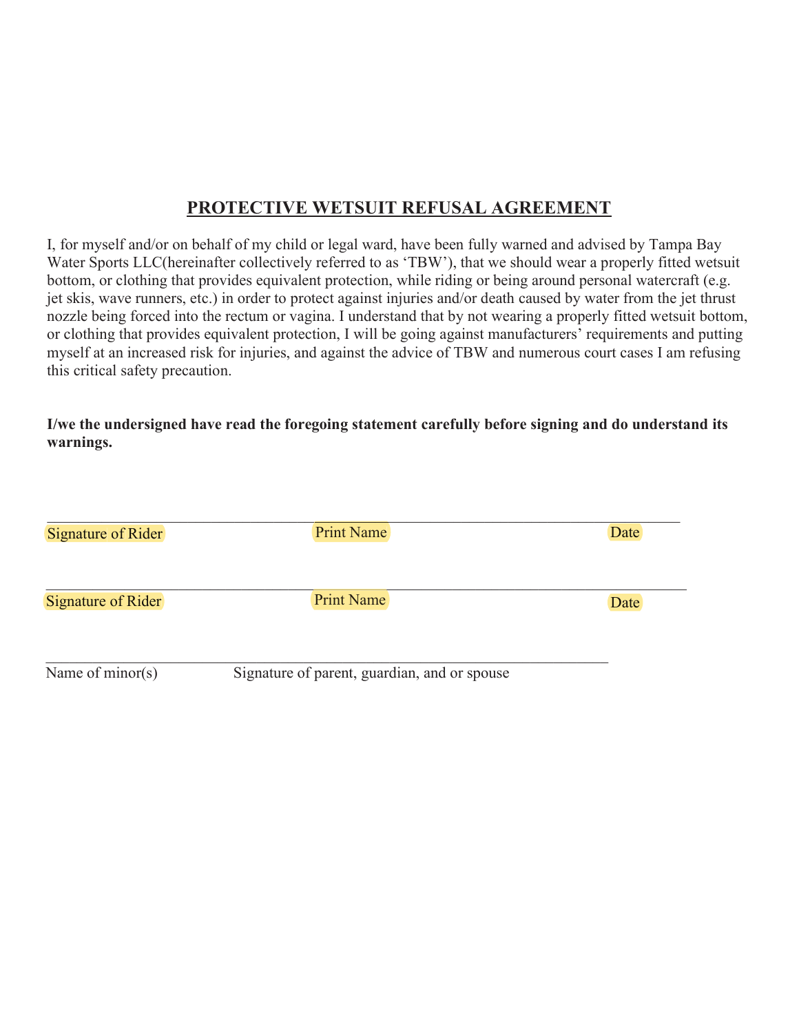## PROTECTIVE WETSUIT REFUSAL AGREEMENT

I, for myself and/or on behalf of my child or legal ward, have been fully warned and advised by Tampa Bay Water Sports LLC(hereinafter collectively referred to as 'TBW'), that we should wear a properly fitted wetsuit bottom, or clothing that provides equivalent protection, while riding or being around personal watercraft (e.g. jet skis, wave runners, etc.) in order to protect against injuries and/or death caused by water from the jet thrust nozzle being forced into the rectum or vagina. I understand that by not wearing a properly fitted wetsuit bottom, or clothing that provides equivalent protection, I will be going against manufacturers' requirements and putting myself at an increased risk for injuries, and against the advice of TBW and numerous court cases I am refusing this critical safety precaution.

**I/we the undersigned have read the foregoing statement carefully before signing and do understand its warnings.**

______________________________________________________________________________

Signature of Rider                    Print Name                    Date

______________________________________________________________________________

Signature of Rider                    Print Name                    Date

______________________________________________________________________________

Name of minor(s)                    Signature of parent, guardian, and or spouse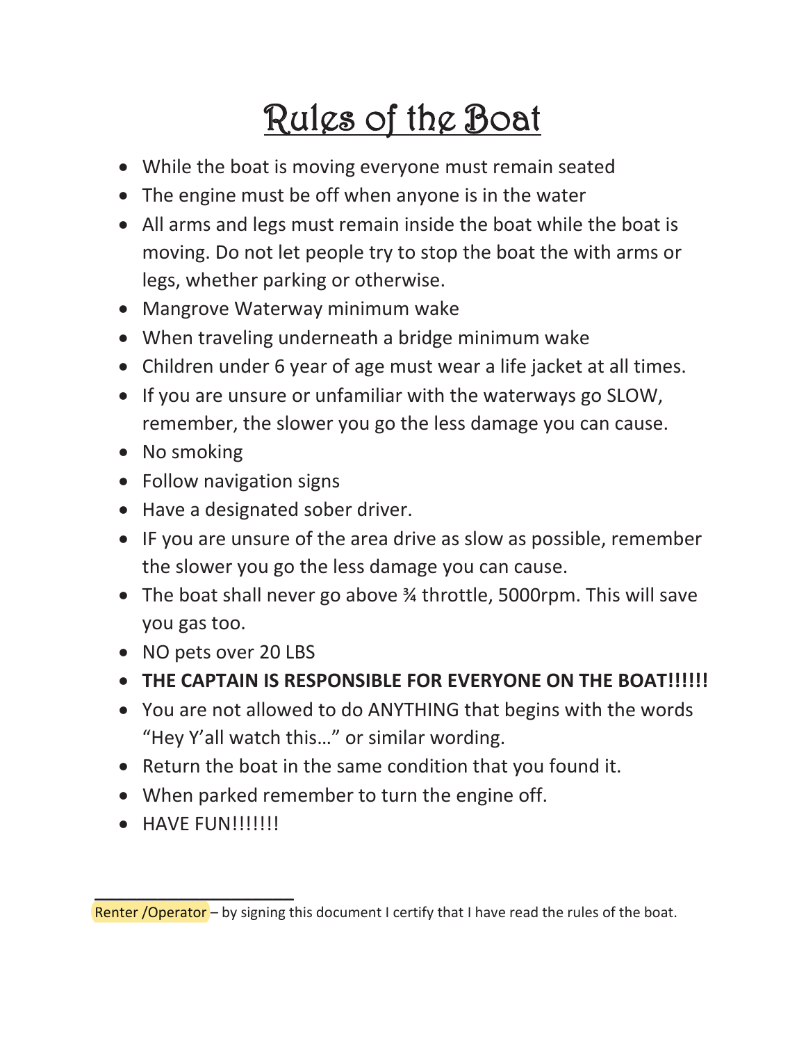# Rules of the Boat

- While the boat is moving everyone must remain seated
- The engine must be off when anyone is in the water
- All arms and legs must remain inside the boat while the boat is moving. Do not let people try to stop the boat the with arms or legs, whether parking or otherwise.
- Mangrove Waterway minimum wake
- When traveling underneath a bridge minimum wake
- Children under 6 year of age must wear a life jacket at all times.
- If you are unsure or unfamiliar with the waterways go SLOW, remember, the slower you go the less damage you can cause.
- No smoking
- Follow navigation signs
- Have a designated sober driver.
- IF you are unsure of the area drive as slow as possible, remember the slower you go the less damage you can cause.
- The boat shall never go above ¾ throttle, 5000rpm. This will save you gas too.
- NO pets over 20 LBS
- **THE CAPTAIN IS RESPONSIBLE FOR EVERYONE ON THE BOAT!!!!!!**
- You are not allowed to do ANYTHING that begins with the words "Hey Y'all watch this…" or similar wording.
- Return the boat in the same condition that you found it.
- When parked remember to turn the engine off.
- HAVE FUN!!!!!!!

______________________

Renter /Operator – by signing this document I certify that I have read the rules of the boat.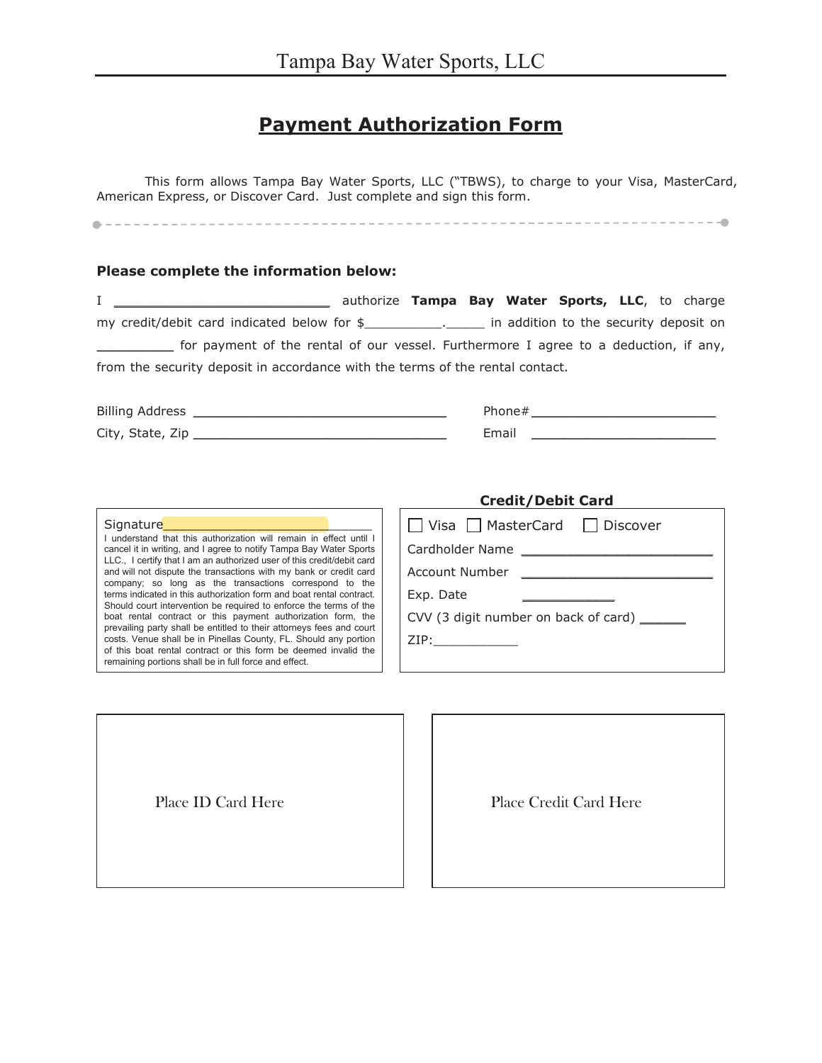Tampa Bay Water Sports, LLC

# Payment Authorization Form

This form allows Tampa Bay Water Sports, LLC ("TBWS), to charge to your Visa, MasterCard, American Express, or Discover Card. Just complete and sign this form.

**Please complete the information below:**

I ___________________________ authorize **Tampa Bay Water Sports, LLC**, to charge my credit/debit card indicated below for $__________._____ in addition to the security deposit on _________ for payment of the rental of our vessel. Furthermore I agree to a deduction, if any, from the security deposit in accordance with the terms of the rental contact.

Billing Address ________________________________ Phone# _______________________

City, State, Zip ________________________________ Email _______________________

Signature________________________________

I understand that this authorization will remain in effect until I cancel it in writing, and I agree to notify Tampa Bay Water Sports LLC., I certify that I am an authorized user of this credit/debit card and will not dispute the transactions with my bank or credit card company; so long as the transactions correspond to the terms indicated in this authorization form and boat rental contract. Should court intervention be required to enforce the terms of the boat rental contract or this payment authorization form, the prevailing party shall be entitled to their attorneys fees and court costs. Venue shall be in Pinellas County, FL. Should any portion of this boat rental contract or this form be deemed invalid the remaining portions shall be in full force and effect.

**Credit/Debit Card**

☐ Visa ☐ MasterCard ☐ Discover

Cardholder Name ________________________

Account Number ________________________

Exp. Date ___________

CVV (3 digit number on back of card) ______

ZIP:___________

Place ID Card Here

Place Credit Card Here